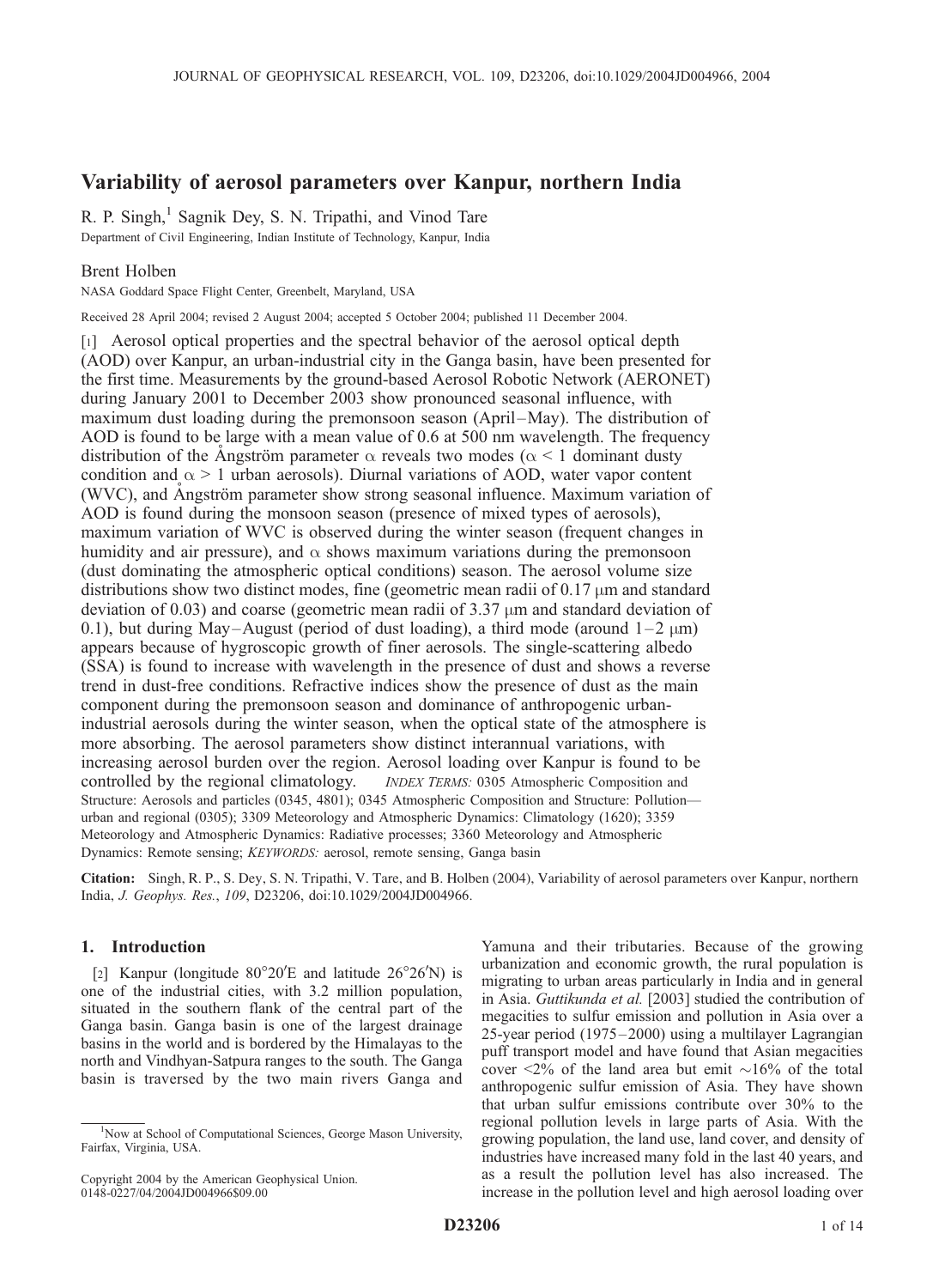# Variability of aerosol parameters over Kanpur, northern India

R. P. Singh,[1] Sagnik Dey, S. N. Tripathi, and Vinod Tare

Department of Civil Engineering, Indian Institute of Technology, Kanpur, India

Brent Holben

NASA Goddard Space Flight Center, Greenbelt, Maryland, USA

Received 28 April 2004; revised 2 August 2004; accepted 5 October 2004; published 11 December 2004.

[1] Aerosol optical properties and the spectral behavior of the aerosol optical depth (AOD) over Kanpur, an urban-industrial city in the Ganga basin, have been presented for the first time. Measurements by the ground-based Aerosol Robotic Network (AERONET) during January 2001 to December 2003 show pronounced seasonal influence, with maximum dust loading during the premonsoon season (April–May). The distribution of AOD is found to be large with a mean value of 0.6 at 500 nm wavelength. The frequency distribution of the Ångström parameter $\alpha$ reveals two modes ($\alpha < 1$ dominant dusty condition and $\alpha > 1$ urban aerosols). Diurnal variations of AOD, water vapor content (WVC), and Ångström parameter show strong seasonal influence. Maximum variation of AOD is found during the monsoon season (presence of mixed types of aerosols), maximum variation of WVC is observed during the winter season (frequent changes in humidity and air pressure), and $\alpha$ shows maximum variations during the premonsoon (dust dominating the atmospheric optical conditions) season. The aerosol volume size distributions show two distinct modes, fine (geometric mean radii of 0.17 μm and standard deviation of 0.03) and coarse (geometric mean radii of 3.37 μm and standard deviation of 0.1), but during May–August (period of dust loading), a third mode (around 1–2 μm) appears because of hygroscopic growth of finer aerosols. The single-scattering albedo (SSA) is found to increase with wavelength in the presence of dust and shows a reverse trend in dust-free conditions. Refractive indices show the presence of dust as the main component during the premonsoon season and dominance of anthropogenic urban-industrial aerosols during the winter season, when the optical state of the atmosphere is more absorbing. The aerosol parameters show distinct interannual variations, with increasing aerosol burden over the region. Aerosol loading over Kanpur is found to be controlled by the regional climatology. *INDEX TERMS:* 0305 Atmospheric Composition and Structure: Aerosols and particles (0345, 4801); 0345 Atmospheric Composition and Structure: Pollution—urban and regional (0305); 3309 Meteorology and Atmospheric Dynamics: Climatology (1620); 3359 Meteorology and Atmospheric Dynamics: Radiative processes; 3360 Meteorology and Atmospheric Dynamics: Remote sensing; *KEYWORDS:* aerosol, remote sensing, Ganga basin

**Citation:** Singh, R. P., S. Dey, S. N. Tripathi, V. Tare, and B. Holben (2004), Variability of aerosol parameters over Kanpur, northern India, *J. Geophys. Res.*, *109*, D23206, doi:10.1029/2004JD004966.

## 1. Introduction

[2] Kanpur (longitude 80°20′E and latitude 26°26′N) is one of the industrial cities, with 3.2 million population, situated in the southern flank of the central part of the Ganga basin. Ganga basin is one of the largest drainage basins in the world and is bordered by the Himalayas to the north and Vindhyan-Satpura ranges to the south. The Ganga basin is traversed by the two main rivers Ganga and Yamuna and their tributaries. Because of the growing urbanization and economic growth, the rural population is migrating to urban areas particularly in India and in general in Asia. *Guttikunda et al.* [2003] studied the contribution of megacities to sulfur emission and pollution in Asia over a 25-year period (1975–2000) using a multilayer Lagrangian puff transport model and have found that Asian megacities cover <2% of the land area but emit ~16% of the total anthropogenic sulfur emission of Asia. They have shown that urban sulfur emissions contribute over 30% to the regional pollution levels in large parts of Asia. With the growing population, the land use, land cover, and density of industries have increased many fold in the last 40 years, and as a result the pollution level has also increased. The increase in the pollution level and high aerosol loading over

[1] Now at School of Computational Sciences, George Mason University, Fairfax, Virginia, USA.

Copyright 2004 by the American Geophysical Union.
0148-0227/04/2004JD004966$09.00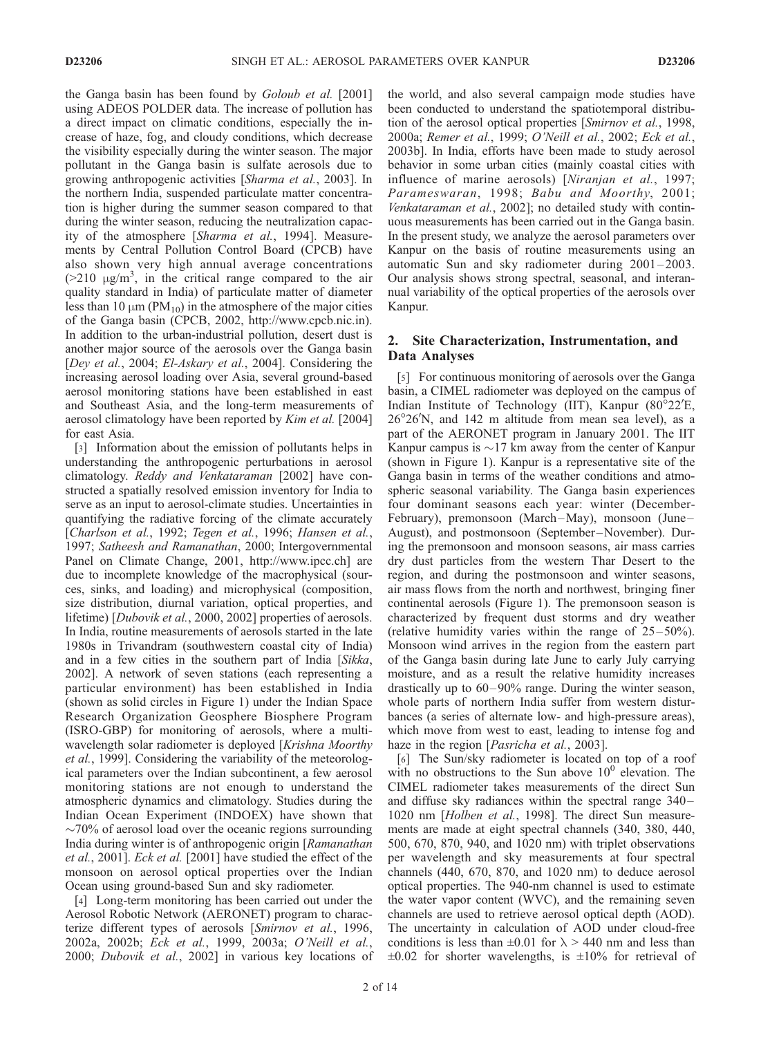the Ganga basin has been found by *Goloub et al.* [2001] using ADEOS POLDER data. The increase of pollution has a direct impact on climatic conditions, especially the increase of haze, fog, and cloudy conditions, which decrease the visibility especially during the winter season. The major pollutant in the Ganga basin is sulfate aerosols due to growing anthropogenic activities [*Sharma et al.*, 2003]. In the northern India, suspended particulate matter concentration is higher during the summer season compared to that during the winter season, reducing the neutralization capacity of the atmosphere [*Sharma et al.*, 1994]. Measurements by Central Pollution Control Board (CPCB) have also shown very high annual average concentrations (>210 $\mu g/m^3$, in the critical range compared to the air quality standard in India) of particulate matter of diameter less than 10 $\mu m$ ($PM_{10}$) in the atmosphere of the major cities of the Ganga basin (CPCB, 2002, http://www.cpcb.nic.in). In addition to the urban-industrial pollution, desert dust is another major source of the aerosols over the Ganga basin [*Dey et al.*, 2004; *El-Askary et al.*, 2004]. Considering the increasing aerosol loading over Asia, several ground-based aerosol monitoring stations have been established in east and Southeast Asia, and the long-term measurements of aerosol climatology have been reported by *Kim et al.* [2004] for east Asia.

[3] Information about the emission of pollutants helps in understanding the anthropogenic perturbations in aerosol climatology. *Reddy and Venkataraman* [2002] have constructed a spatially resolved emission inventory for India to serve as an input to aerosol-climate studies. Uncertainties in quantifying the radiative forcing of the climate accurately [*Charlson et al.*, 1992; *Tegen et al.*, 1996; *Hansen et al.*, 1997; *Satheesh and Ramanathan*, 2000; Intergovernmental Panel on Climate Change, 2001, http://www.ipcc.ch] are due to incomplete knowledge of the macrophysical (sources, sinks, and loading) and microphysical (composition, size distribution, diurnal variation, optical properties, and lifetime) [*Dubovik et al.*, 2000, 2002] properties of aerosols. In India, routine measurements of aerosols started in the late 1980s in Trivandram (southwestern coastal city of India) and in a few cities in the southern part of India [*Sikka*, 2002]. A network of seven stations (each representing a particular environment) has been established in India (shown as solid circles in Figure 1) under the Indian Space Research Organization Geosphere Biosphere Program (ISRO-GBP) for monitoring of aerosols, where a multi-wavelength solar radiometer is deployed [*Krishna Moorthy et al.*, 1999]. Considering the variability of the meteorological parameters over the Indian subcontinent, a few aerosol monitoring stations are not enough to understand the atmospheric dynamics and climatology. Studies during the Indian Ocean Experiment (INDOEX) have shown that ~70% of aerosol load over the oceanic regions surrounding India during winter is of anthropogenic origin [*Ramanathan et al.*, 2001]. *Eck et al.* [2001] have studied the effect of the monsoon on aerosol optical properties over the Indian Ocean using ground-based Sun and sky radiometer.

[4] Long-term monitoring has been carried out under the Aerosol Robotic Network (AERONET) program to characterize different types of aerosols [*Smirnov et al.*, 1996, 2002a, 2002b; *Eck et al.*, 1999, 2003a; *O'Neill et al.*, 2000; *Dubovik et al.*, 2002] in various key locations of the world, and also several campaign mode studies have been conducted to understand the spatiotemporal distribution of the aerosol optical properties [*Smirnov et al.*, 1998, 2000a; *Remer et al.*, 1999; *O'Neill et al.*, 2002; *Eck et al.*, 2003b]. In India, efforts have been made to study aerosol behavior in some urban cities (mainly coastal cities with influence of marine aerosols) [*Niranjan et al.*, 1997; *Parameswaran*, 1998; *Babu and Moorthy*, 2001; *Venkataraman et al.*, 2002]; no detailed study with continuous measurements has been carried out in the Ganga basin. In the present study, we analyze the aerosol parameters over Kanpur on the basis of routine measurements using an automatic Sun and sky radiometer during 2001–2003. Our analysis shows strong spectral, seasonal, and interannual variability of the optical properties of the aerosols over Kanpur.

## 2. Site Characterization, Instrumentation, and Data Analyses

[5] For continuous monitoring of aerosols over the Ganga basin, a CIMEL radiometer was deployed on the campus of Indian Institute of Technology (IIT), Kanpur (80°22′E, 26°26′N, and 142 m altitude from mean sea level), as a part of the AERONET program in January 2001. The IIT Kanpur campus is ~17 km away from the center of Kanpur (shown in Figure 1). Kanpur is a representative site of the Ganga basin in terms of the weather conditions and atmospheric seasonal variability. The Ganga basin experiences four dominant seasons each year: winter (December-February), premonsoon (March–May), monsoon (June–August), and postmonsoon (September–November). During the premonsoon and monsoon seasons, air mass carries dry dust particles from the western Thar Desert to the region, and during the postmonsoon and winter seasons, air mass flows from the north and northwest, bringing finer continental aerosols (Figure 1). The premonsoon season is characterized by frequent dust storms and dry weather (relative humidity varies within the range of 25–50%). Monsoon wind arrives in the region from the eastern part of the Ganga basin during late June to early July carrying moisture, and as a result the relative humidity increases drastically up to 60–90% range. During the winter season, whole parts of northern India suffer from western disturbances (a series of alternate low- and high-pressure areas), which move from west to east, leading to intense fog and haze in the region [*Pasricha et al.*, 2003].

[6] The Sun/sky radiometer is located on top of a roof with no obstructions to the Sun above $10^0$ elevation. The CIMEL radiometer takes measurements of the direct Sun and diffuse sky radiances within the spectral range 340–1020 nm [*Holben et al.*, 1998]. The direct Sun measurements are made at eight spectral channels (340, 380, 440, 500, 670, 870, 940, and 1020 nm) with triplet observations per wavelength and sky measurements at four spectral channels (440, 670, 870, and 1020 nm) to deduce aerosol optical properties. The 940-nm channel is used to estimate the water vapor content (WVC), and the remaining seven channels are used to retrieve aerosol optical depth (AOD). The uncertainty in calculation of AOD under cloud-free conditions is less than $\pm 0.01$ for $\lambda > 440$ nm and less than $\pm 0.02$ for shorter wavelengths, is $\pm 10\%$ for retrieval of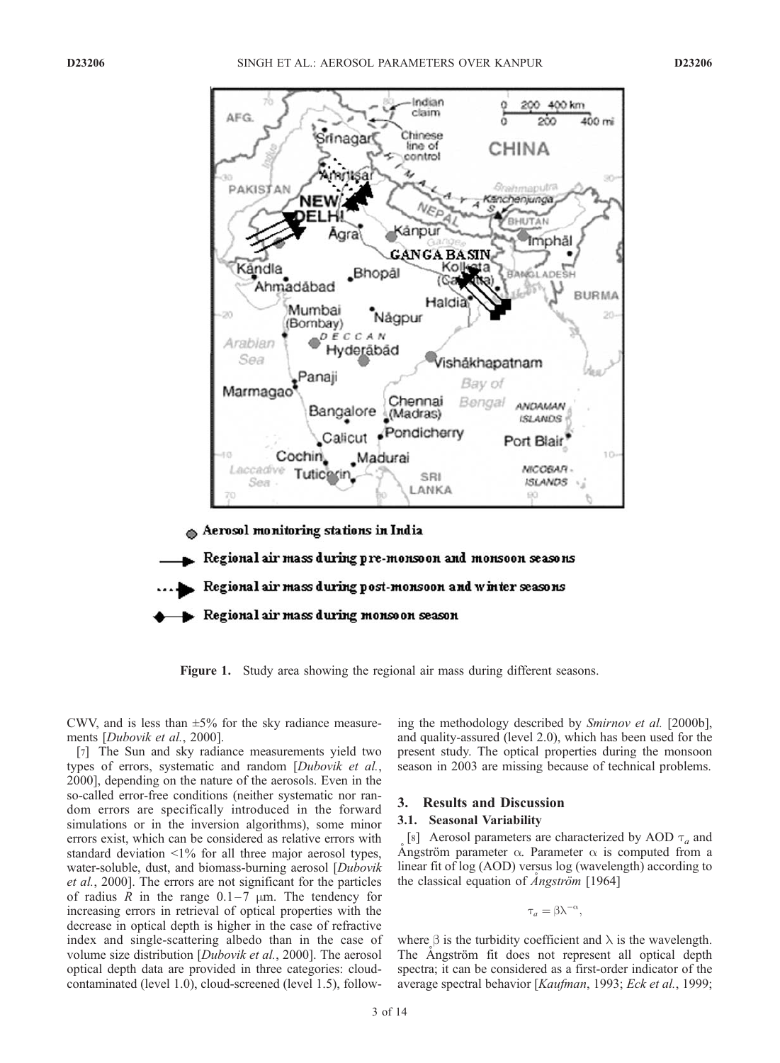Figure 1. Study area showing the regional air mass during different seasons.

CWV, and is less than ±5% for the sky radiance measurements [*Dubovik et al.*, 2000].

[7] The Sun and sky radiance measurements yield two types of errors, systematic and random [*Dubovik et al.*, 2000], depending on the nature of the aerosols. Even in the so-called error-free conditions (neither systematic nor random errors are specifically introduced in the forward simulations or in the inversion algorithms), some minor errors exist, which can be considered as relative errors with standard deviation <1% for all three major aerosol types, water-soluble, dust, and biomass-burning aerosol [*Dubovik et al.*, 2000]. The errors are not significant for the particles of radius $R$ in the range 0.1–7 μm. The tendency for increasing errors in retrieval of optical properties with the decrease in optical depth is higher in the case of refractive index and single-scattering albedo than in the case of volume size distribution [*Dubovik et al.*, 2000]. The aerosol optical depth data are provided in three categories: cloud-contaminated (level 1.0), cloud-screened (level 1.5), following the methodology described by *Smirnov et al.* [2000b], and quality-assured (level 2.0), which has been used for the present study. The optical properties during the monsoon season in 2003 are missing because of technical problems.

## 3. Results and Discussion

### 3.1. Seasonal Variability

[8] Aerosol parameters are characterized by AOD $\tau_a$ and Ångström parameter $\alpha$. Parameter $\alpha$ is computed from a linear fit of log (AOD) versus log (wavelength) according to the classical equation of *Ångström* [1964]

$$\tau_a = \beta\lambda^{-\alpha},$$

where $\beta$ is the turbidity coefficient and $\lambda$ is the wavelength. The Ångström fit does not represent all optical depth spectra; it can be considered as a first-order indicator of the average spectral behavior [*Kaufman*, 1993; *Eck et al.*, 1999;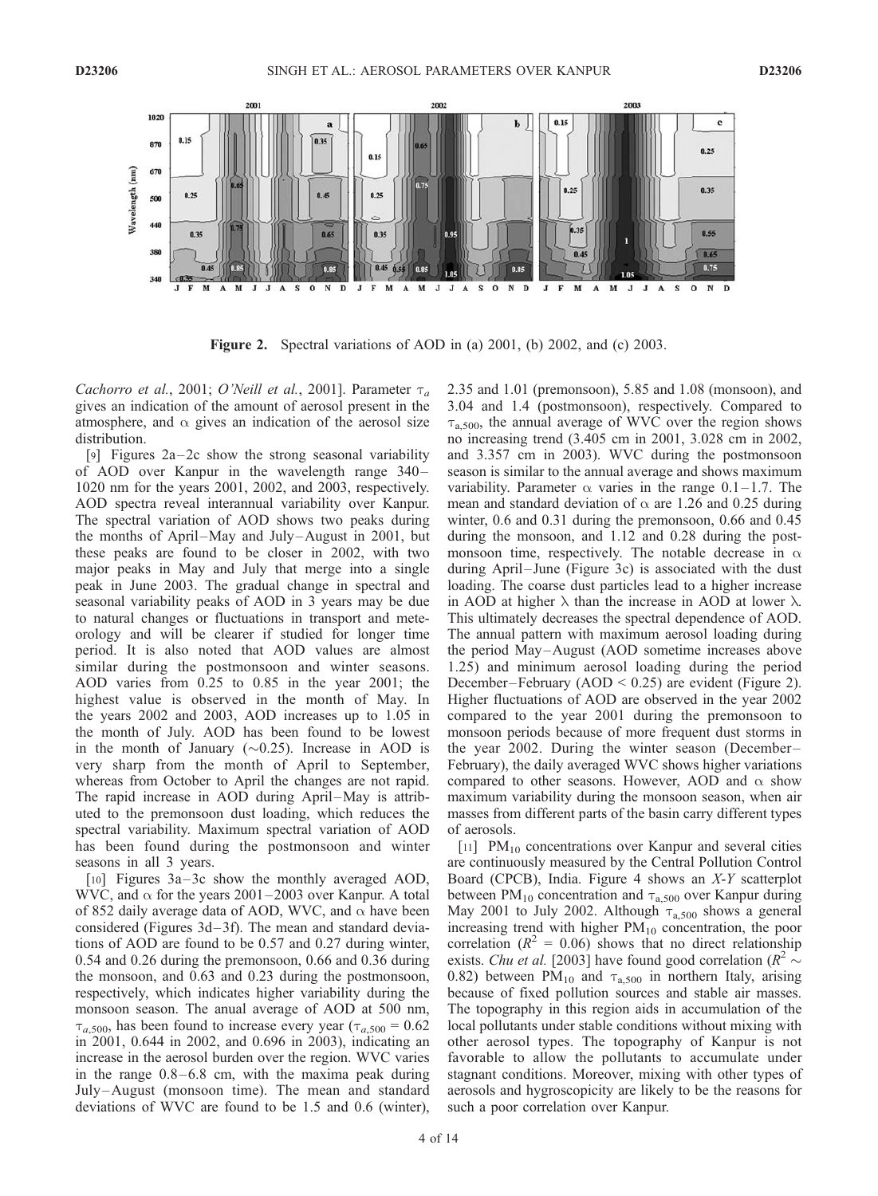**Figure 2.** Spectral variations of AOD in (a) 2001, (b) 2002, and (c) 2003.

*Cachorro et al.*, 2001; *O'Neill et al.*, 2001]. Parameter $\tau_a$ gives an indication of the amount of aerosol present in the atmosphere, and $\alpha$ gives an indication of the aerosol size distribution.

[9] Figures 2a–2c show the strong seasonal variability of AOD over Kanpur in the wavelength range 340–1020 nm for the years 2001, 2002, and 2003, respectively. AOD spectra reveal interannual variability over Kanpur. The spectral variation of AOD shows two peaks during the months of April–May and July–August in 2001, but these peaks are found to be closer in 2002, with two major peaks in May and July that merge into a single peak in June 2003. The gradual change in spectral and seasonal variability peaks of AOD in 3 years may be due to natural changes or fluctuations in transport and meteorology and will be clearer if studied for longer time period. It is also noted that AOD values are almost similar during the postmonsoon and winter seasons. AOD varies from 0.25 to 0.85 in the year 2001; the highest value is observed in the month of May. In the years 2002 and 2003, AOD increases up to 1.05 in the month of July. AOD has been found to be lowest in the month of January (~0.25). Increase in AOD is very sharp from the month of April to September, whereas from October to April the changes are not rapid. The rapid increase in AOD during April–May is attributed to the premonsoon dust loading, which reduces the spectral variability. Maximum spectral variation of AOD has been found during the postmonsoon and winter seasons in all 3 years.

[10] Figures 3a–3c show the monthly averaged AOD, WVC, and $\alpha$ for the years 2001–2003 over Kanpur. A total of 852 daily average data of AOD, WVC, and $\alpha$ have been considered (Figures 3d–3f). The mean and standard deviations of AOD are found to be 0.57 and 0.27 during winter, 0.54 and 0.26 during the premonsoon, 0.66 and 0.36 during the monsoon, and 0.63 and 0.23 during the postmonsoon, respectively, which indicates higher variability during the monsoon season. The anual average of AOD at 500 nm, $\tau_{a,500}$, has been found to increase every year ($\tau_{a,500}$ = 0.62 in 2001, 0.644 in 2002, and 0.696 in 2003), indicating an increase in the aerosol burden over the region. WVC varies in the range 0.8–6.8 cm, with the maxima peak during July–August (monsoon time). The mean and standard deviations of WVC are found to be 1.5 and 0.6 (winter), 2.35 and 1.01 (premonsoon), 5.85 and 1.08 (monsoon), and 3.04 and 1.4 (postmonsoon), respectively. Compared to $\tau_{a,500}$, the annual average of WVC over the region shows no increasing trend (3.405 cm in 2001, 3.028 cm in 2002, and 3.357 cm in 2003). WVC during the postmonsoon season is similar to the annual average and shows maximum variability. Parameter $\alpha$ varies in the range 0.1–1.7. The mean and standard deviation of $\alpha$ are 1.26 and 0.25 during winter, 0.6 and 0.31 during the premonsoon, 0.66 and 0.45 during the monsoon, and 1.12 and 0.28 during the postmonsoon time, respectively. The notable decrease in $\alpha$ during April–June (Figure 3c) is associated with the dust loading. The coarse dust particles lead to a higher increase in AOD at higher $\lambda$ than the increase in AOD at lower $\lambda$. This ultimately decreases the spectral dependence of AOD. The annual pattern with maximum aerosol loading during the period May–August (AOD sometime increases above 1.25) and minimum aerosol loading during the period December–February (AOD < 0.25) are evident (Figure 2). Higher fluctuations of AOD are observed in the year 2002 compared to the year 2001 during the premonsoon to monsoon periods because of more frequent dust storms in the year 2002. During the winter season (December–February), the daily averaged WVC shows higher variations compared to other seasons. However, AOD and $\alpha$ show maximum variability during the monsoon season, when air masses from different parts of the basin carry different types of aerosols.

[11] $PM_{10}$ concentrations over Kanpur and several cities are continuously measured by the Central Pollution Control Board (CPCB), India. Figure 4 shows an *X-Y* scatterplot between $PM_{10}$ concentration and $\tau_{a,500}$ over Kanpur during May 2001 to July 2002. Although $\tau_{a,500}$ shows a general increasing trend with higher $PM_{10}$ concentration, the poor correlation ($R^2$ = 0.06) shows that no direct relationship exists. *Chu et al.* [2003] have found good correlation ($R^2$ ~ 0.82) between $PM_{10}$ and $\tau_{a,500}$ in northern Italy, arising because of fixed pollution sources and stable air masses. The topography in this region aids in accumulation of the local pollutants under stable conditions without mixing with other aerosol types. The topography of Kanpur is not favorable to allow the pollutants to accumulate under stagnant conditions. Moreover, mixing with other types of aerosols and hygroscopicity are likely to be the reasons for such a poor correlation over Kanpur.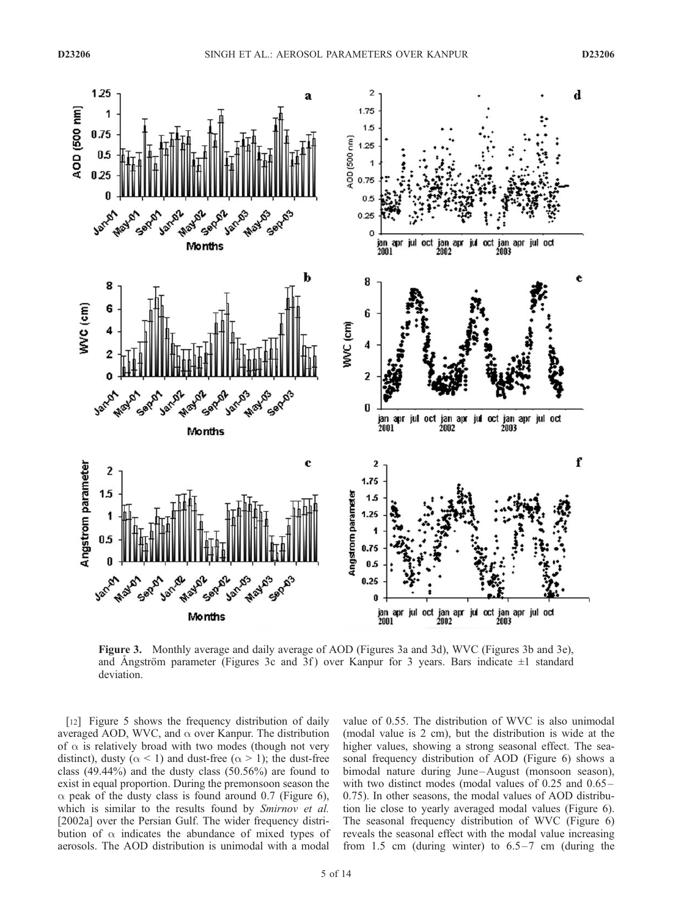Figure 3. Monthly average and daily average of AOD (Figures 3a and 3d), WVC (Figures 3b and 3e), and Ångström parameter (Figures 3c and 3f) over Kanpur for 3 years. Bars indicate ±1 standard deviation.

[12] Figure 5 shows the frequency distribution of daily averaged AOD, WVC, and $\alpha$ over Kanpur. The distribution of $\alpha$ is relatively broad with two modes (though not very distinct), dusty ($\alpha < 1$) and dust-free ($\alpha > 1$); the dust-free class (49.44%) and the dusty class (50.56%) are found to exist in equal proportion. During the premonsoon season the $\alpha$ peak of the dusty class is found around 0.7 (Figure 6), which is similar to the results found by *Smirnov et al.* [2002a] over the Persian Gulf. The wider frequency distribution of $\alpha$ indicates the abundance of mixed types of aerosols. The AOD distribution is unimodal with a modal value of 0.55. The distribution of WVC is also unimodal (modal value is 2 cm), but the distribution is wide at the higher values, showing a strong seasonal effect. The seasonal frequency distribution of AOD (Figure 6) shows a bimodal nature during June–August (monsoon season), with two distinct modes (modal values of 0.25 and 0.65–0.75). In other seasons, the modal values of AOD distribution lie close to yearly averaged modal values (Figure 6). The seasonal frequency distribution of WVC (Figure 6) reveals the seasonal effect with the modal value increasing from 1.5 cm (during winter) to 6.5–7 cm (during the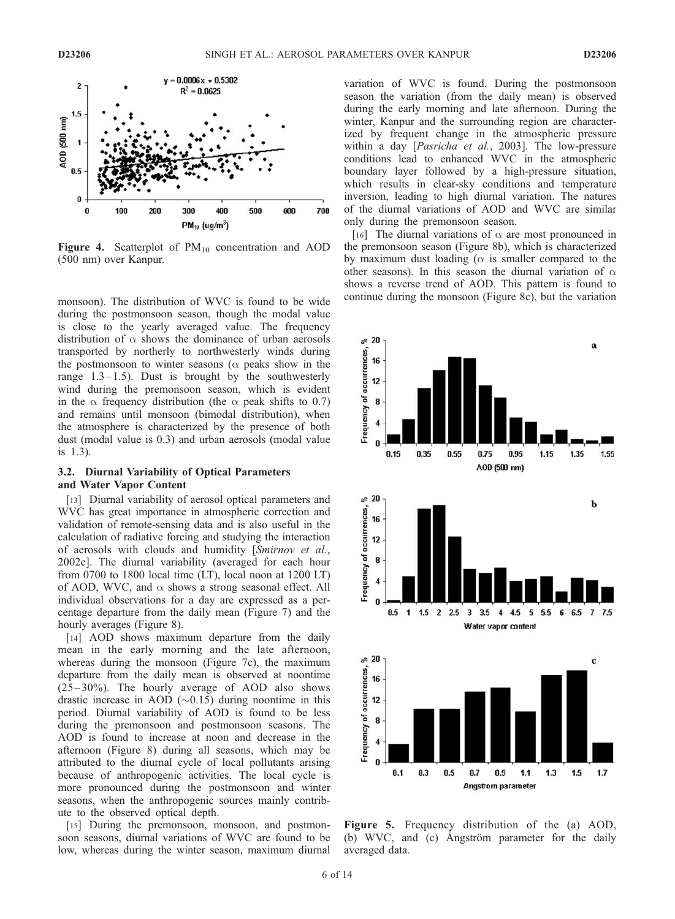Figure 4. Scatterplot of $PM_{10}$ concentration and AOD (500 nm) over Kanpur.

monsoon). The distribution of WVC is found to be wide during the postmonsoon season, though the modal value is close to the yearly averaged value. The frequency distribution of $\alpha$ shows the dominance of urban aerosols transported by northerly to northwesterly winds during the postmonsoon to winter seasons ($\alpha$ peaks show in the range 1.3–1.5). Dust is brought by the southwesterly wind during the premonsoon season, which is evident in the $\alpha$ frequency distribution (the $\alpha$ peak shifts to 0.7) and remains until monsoon (bimodal distribution), when the atmosphere is characterized by the presence of both dust (modal value is 0.3) and urban aerosols (modal value is 1.3).

### 3.2. Diurnal Variability of Optical Parameters and Water Vapor Content

[13] Diurnal variability of aerosol optical parameters and WVC has great importance in atmospheric correction and validation of remote-sensing data and is also useful in the calculation of radiative forcing and studying the interaction of aerosols with clouds and humidity [*Smirnov et al.*, 2002c]. The diurnal variability (averaged for each hour from 0700 to 1800 local time (LT), local noon at 1200 LT) of AOD, WVC, and $\alpha$ shows a strong seasonal effect. All individual observations for a day are expressed as a percentage departure from the daily mean (Figure 7) and the hourly averages (Figure 8).

[14] AOD shows maximum departure from the daily mean in the early morning and the late afternoon, whereas during the monsoon (Figure 7c), the maximum departure from the daily mean is observed at noontime (25–30%). The hourly average of AOD also shows drastic increase in AOD ($\sim$0.15) during noontime in this period. Diurnal variability of AOD is found to be less during the premonsoon and postmonsoon seasons. The AOD is found to increase at noon and decrease in the afternoon (Figure 8) during all seasons, which may be attributed to the diurnal cycle of local pollutants arising because of anthropogenic activities. The local cycle is more pronounced during the postmonsoon and winter seasons, when the anthropogenic sources mainly contribute to the observed optical depth.

[15] During the premonsoon, monsoon, and postmonsoon seasons, diurnal variations of WVC are found to be low, whereas during the winter season, maximum diurnal variation of WVC is found. During the postmonsoon season the variation (from the daily mean) is observed during the early morning and late afternoon. During the winter, Kanpur and the surrounding region are characterized by frequent change in the atmospheric pressure within a day [*Pasricha et al.*, 2003]. The low-pressure conditions lead to enhanced WVC in the atmospheric boundary layer followed by a high-pressure situation, which results in clear-sky conditions and temperature inversion, leading to high diurnal variation. The natures of the diurnal variations of AOD and WVC are similar only during the premonsoon season.

[16] The diurnal variations of $\alpha$ are most pronounced in the premonsoon season (Figure 8b), which is characterized by maximum dust loading ($\alpha$ is smaller compared to the other seasons). In this season the diurnal variation of $\alpha$ shows a reverse trend of AOD. This pattern is found to continue during the monsoon (Figure 8c), but the variation

Figure 5. Frequency distribution of the (a) AOD, (b) WVC, and (c) Ångström parameter for the daily averaged data.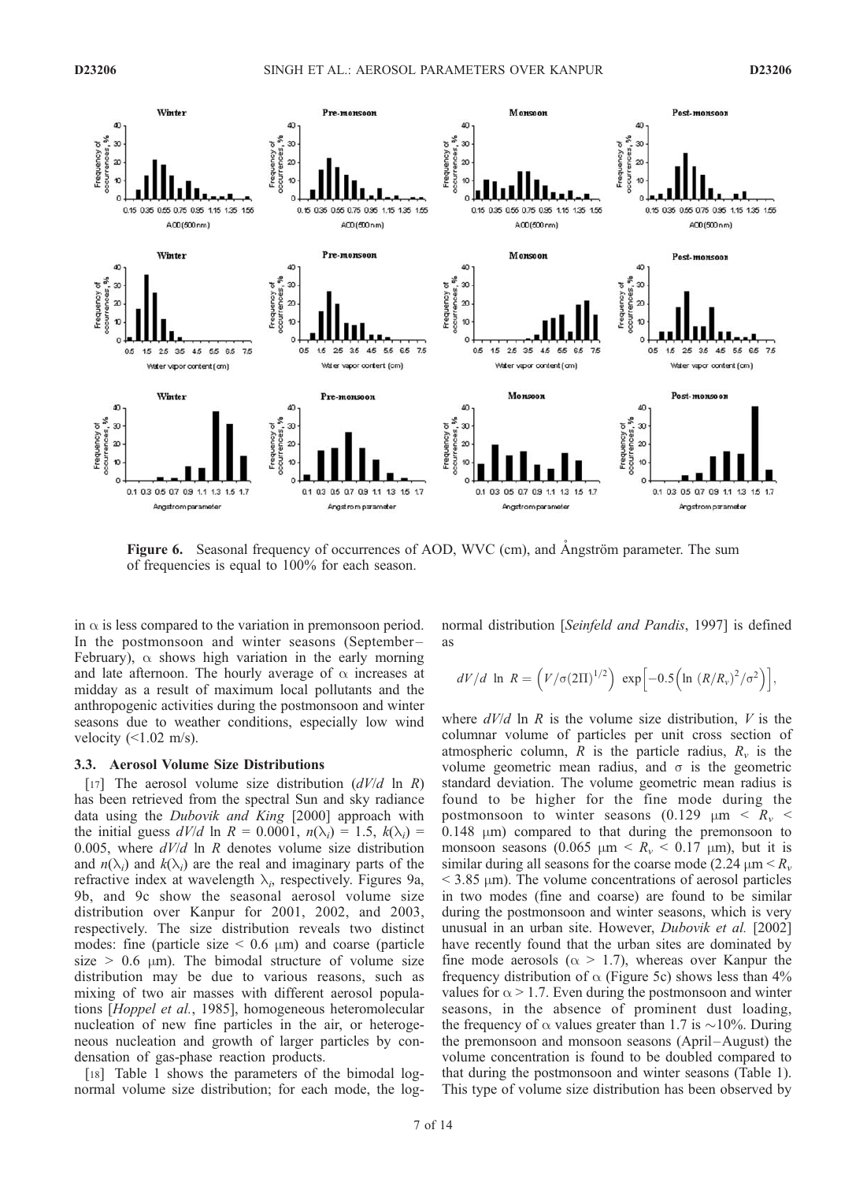Figure 6. Seasonal frequency of occurrences of AOD, WVC (cm), and Ångström parameter. The sum of frequencies is equal to 100% for each season.

in $\alpha$ is less compared to the variation in premonsoon period. In the postmonsoon and winter seasons (September–February), $\alpha$ shows high variation in the early morning and late afternoon. The hourly average of $\alpha$ increases at midday as a result of maximum local pollutants and the anthropogenic activities during the postmonsoon and winter seasons due to weather conditions, especially low wind velocity (<1.02 m/s).

### 3.3. Aerosol Volume Size Distributions

[17] The aerosol volume size distribution ($dV/d \ln R$) has been retrieved from the spectral Sun and sky radiance data using the *Dubovik and King* [2000] approach with the initial guess $dV/d \ln R = 0.0001$, $n(\lambda_i) = 1.5$, $k(\lambda_i) = 0.005$, where $dV/d \ln R$ denotes volume size distribution and $n(\lambda_i)$ and $k(\lambda_i)$ are the real and imaginary parts of the refractive index at wavelength $\lambda_i$, respectively. Figures 9a, 9b, and 9c show the seasonal aerosol volume size distribution over Kanpur for 2001, 2002, and 2003, respectively. The size distribution reveals two distinct modes: fine (particle size < 0.6 μm) and coarse (particle size > 0.6 μm). The bimodal structure of volume size distribution may be due to various reasons, such as mixing of two air masses with different aerosol populations [*Hoppel et al.*, 1985], homogeneous heteromolecular nucleation of new fine particles in the air, or heterogeneous nucleation and growth of larger particles by condensation of gas-phase reaction products.

[18] Table 1 shows the parameters of the bimodal lognormal volume size distribution; for each mode, the lognormal distribution [*Seinfeld and Pandis*, 1997] is defined as

$$dV/d \ln R = \left(V/\sigma(2\Pi)^{1/2}\right) \exp\left[-0.5\left(\ln (R/R_v)^2/\sigma^2\right)\right],$$

where $dV/d \ln R$ is the volume size distribution, $V$ is the columnar volume of particles per unit cross section of atmospheric column, $R$ is the particle radius, $R_v$ is the volume geometric mean radius, and $\sigma$ is the geometric standard deviation. The volume geometric mean radius is found to be higher for the fine mode during the postmonsoon to winter seasons (0.129 μm < $R_v$ < 0.148 μm) compared to that during the premonsoon to monsoon seasons (0.065 μm < $R_v$ < 0.17 μm), but it is similar during all seasons for the coarse mode (2.24 μm < $R_v$ < 3.85 μm). The volume concentrations of aerosol particles in two modes (fine and coarse) are found to be similar during the postmonsoon and winter seasons, which is very unusual in an urban site. However, *Dubovik et al.* [2002] have recently found that the urban sites are dominated by fine mode aerosols ($\alpha$ > 1.7), whereas over Kanpur the frequency distribution of $\alpha$ (Figure 5c) shows less than 4% values for $\alpha$ > 1.7. Even during the postmonsoon and winter seasons, in the absence of prominent dust loading, the frequency of $\alpha$ values greater than 1.7 is ~10%. During the premonsoon and monsoon seasons (April–August) the volume concentration is found to be doubled compared to that during the postmonsoon and winter seasons (Table 1). This type of volume size distribution has been observed by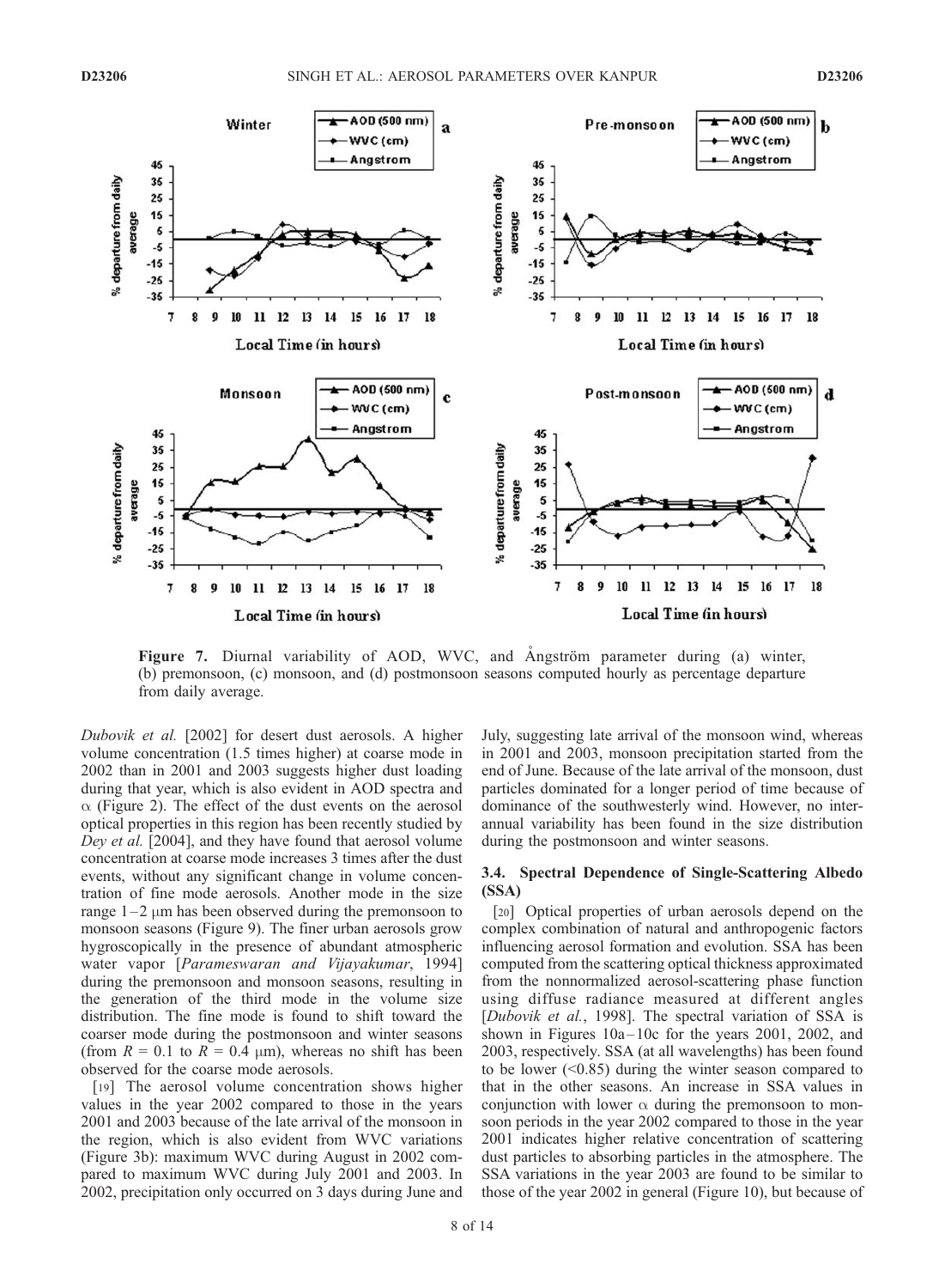Figure 7. Diurnal variability of AOD, WVC, and Ångström parameter during (a) winter, (b) premonsoon, (c) monsoon, and (d) postmonsoon seasons computed hourly as percentage departure from daily average.

*Dubovik et al.* [2002] for desert dust aerosols. A higher volume concentration (1.5 times higher) at coarse mode in 2002 than in 2001 and 2003 suggests higher dust loading during that year, which is also evident in AOD spectra and $\alpha$ (Figure 2). The effect of the dust events on the aerosol optical properties in this region has been recently studied by *Dey et al.* [2004], and they have found that aerosol volume concentration at coarse mode increases 3 times after the dust events, without any significant change in volume concentration of fine mode aerosols. Another mode in the size range 1–2 $\mu$m has been observed during the premonsoon to monsoon seasons (Figure 9). The finer urban aerosols grow hygroscopically in the presence of abundant atmospheric water vapor [*Parameswaran and Vijayakumar*, 1994] during the premonsoon and monsoon seasons, resulting in the generation of the third mode in the volume size distribution. The fine mode is found to shift toward the coarser mode during the postmonsoon and winter seasons (from $R = 0.1$ to $R = 0.4$ $\mu$m), whereas no shift has been observed for the coarse mode aerosols.

[19] The aerosol volume concentration shows higher values in the year 2002 compared to those in the years 2001 and 2003 because of the late arrival of the monsoon in the region, which is also evident from WVC variations (Figure 3b): maximum WVC during August in 2002 compared to maximum WVC during July 2001 and 2003. In 2002, precipitation only occurred on 3 days during June and July, suggesting late arrival of the monsoon wind, whereas in 2001 and 2003, monsoon precipitation started from the end of June. Because of the late arrival of the monsoon, dust particles dominated for a longer period of time because of dominance of the southwesterly wind. However, no interannual variability has been found in the size distribution during the postmonsoon and winter seasons.

### 3.4. Spectral Dependence of Single-Scattering Albedo (SSA)

[20] Optical properties of urban aerosols depend on the complex combination of natural and anthropogenic factors influencing aerosol formation and evolution. SSA has been computed from the scattering optical thickness approximated from the nonnormalized aerosol-scattering phase function using diffuse radiance measured at different angles [*Dubovik et al.*, 1998]. The spectral variation of SSA is shown in Figures 10a–10c for the years 2001, 2002, and 2003, respectively. SSA (at all wavelengths) has been found to be lower (<0.85) during the winter season compared to that in the other seasons. An increase in SSA values in conjunction with lower $\alpha$ during the premonsoon to monsoon periods in the year 2002 compared to those in the year 2001 indicates higher relative concentration of scattering dust particles to absorbing particles in the atmosphere. The SSA variations in the year 2003 are found to be similar to those of the year 2002 in general (Figure 10), but because of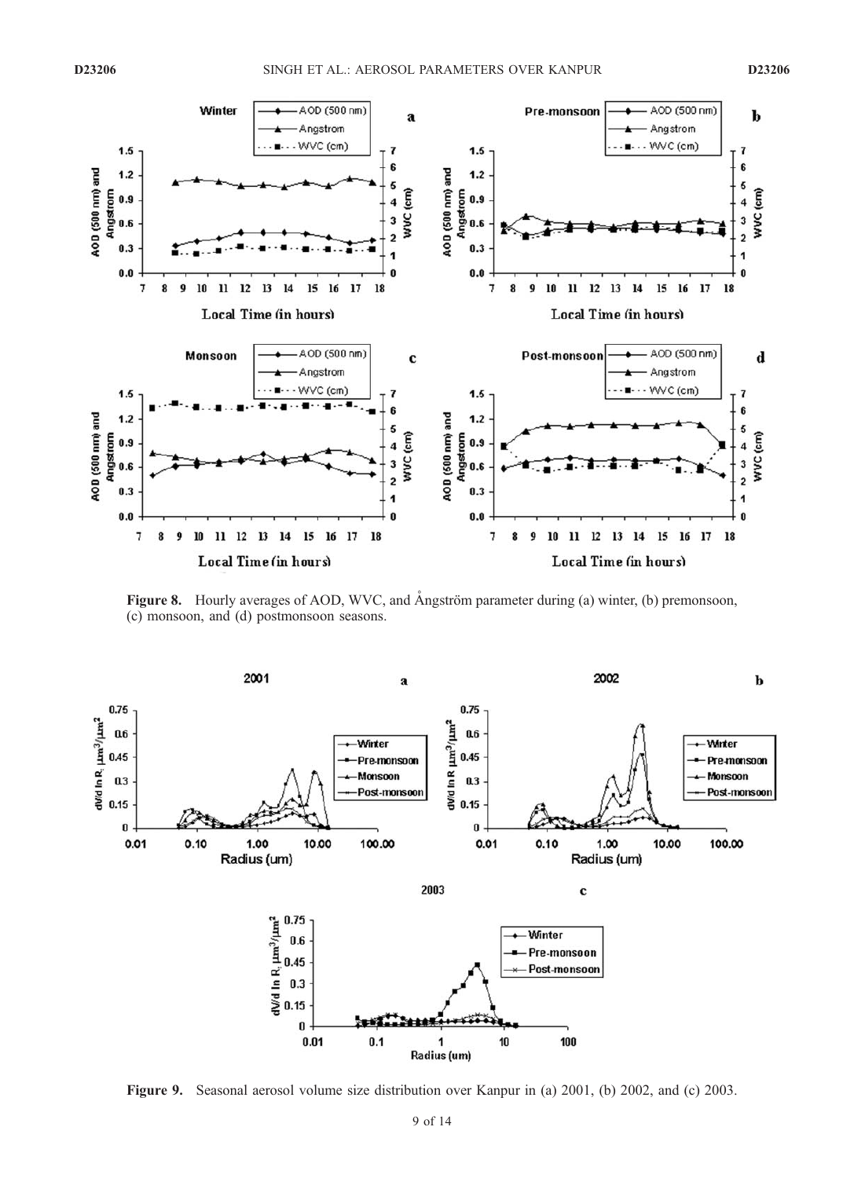**Figure 8.** Hourly averages of AOD, WVC, and Ångström parameter during (a) winter, (b) premonsoon, (c) monsoon, and (d) postmonsoon seasons.

**Figure 9.** Seasonal aerosol volume size distribution over Kanpur in (a) 2001, (b) 2002, and (c) 2003.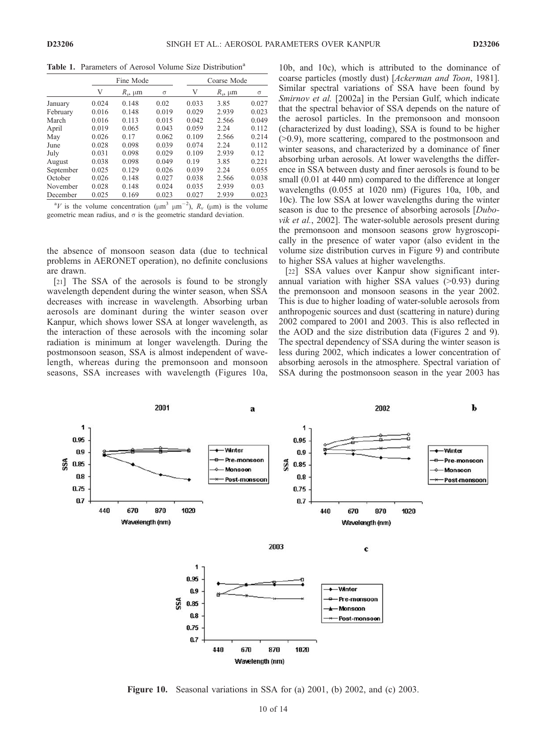**Table 1.** Parameters of Aerosol Volume Size Distribution[a]

| | Fine Mode | | | Coarse Mode | | |
|---|---|---|---|---|---|---|
| | V | $R_v$, μm | σ | V | $R_v$, μm | σ |
| January | 0.024 | 0.148 | 0.02 | 0.033 | 3.85 | 0.027 |
| February | 0.016 | 0.148 | 0.019 | 0.029 | 2.939 | 0.023 |
| March | 0.016 | 0.113 | 0.015 | 0.042 | 2.566 | 0.049 |
| April | 0.019 | 0.065 | 0.043 | 0.059 | 2.24 | 0.112 |
| May | 0.026 | 0.17 | 0.062 | 0.109 | 2.566 | 0.214 |
| June | 0.028 | 0.098 | 0.039 | 0.074 | 2.24 | 0.112 |
| July | 0.031 | 0.098 | 0.029 | 0.109 | 2.939 | 0.12 |
| August | 0.038 | 0.098 | 0.049 | 0.19 | 3.85 | 0.221 |
| September | 0.025 | 0.129 | 0.026 | 0.039 | 2.24 | 0.055 |
| October | 0.026 | 0.148 | 0.027 | 0.038 | 2.566 | 0.038 |
| November | 0.028 | 0.148 | 0.024 | 0.035 | 2.939 | 0.03 |
| December | 0.025 | 0.169 | 0.023 | 0.027 | 2.939 | 0.023 |

[a] $V$ is the volume concentration (μm$^3$ μm$^{-2}$), $R_v$ (μm) is the volume geometric mean radius, and σ is the geometric standard deviation.

the absence of monsoon season data (due to technical problems in AERONET operation), no definite conclusions are drawn.

[21] The SSA of the aerosols is found to be strongly wavelength dependent during the winter season, when SSA decreases with increase in wavelength. Absorbing urban aerosols are dominant during the winter season over Kanpur, which shows lower SSA at longer wavelength, as the interaction of these aerosols with the incoming solar radiation is minimum at longer wavelength. During the postmonsoon season, SSA is almost independent of wavelength, whereas during the premonsoon and monsoon seasons, SSA increases with wavelength (Figures 10a, 10b, and 10c), which is attributed to the dominance of coarse particles (mostly dust) [*Ackerman and Toon*, 1981]. Similar spectral variations of SSA have been found by *Smirnov et al.* [2002a] in the Persian Gulf, which indicate that the spectral behavior of SSA depends on the nature of the aerosol particles. In the premonsoon and monsoon (characterized by dust loading), SSA is found to be higher (>0.9), more scattering, compared to the postmonsoon and winter seasons, and characterized by a dominance of finer absorbing urban aerosols. At lower wavelengths the difference in SSA between dusty and finer aerosols is found to be small (0.01 at 440 nm) compared to the difference at longer wavelengths (0.055 at 1020 nm) (Figures 10a, 10b, and 10c). The low SSA at lower wavelengths during the winter season is due to the presence of absorbing aerosols [*Dubovik et al.*, 2002]. The water-soluble aerosols present during the premonsoon and monsoon seasons grow hygroscopically in the presence of water vapor (also evident in the volume size distribution curves in Figure 9) and contribute to higher SSA values at higher wavelengths.

[22] SSA values over Kanpur show significant interannual variation with higher SSA values (>0.93) during the premonsoon and monsoon seasons in the year 2002. This is due to higher loading of water-soluble aerosols from anthropogenic sources and dust (scattering in nature) during 2002 compared to 2001 and 2003. This is also reflected in the AOD and the size distribution data (Figures 2 and 9). The spectral dependency of SSA during the winter season is less during 2002, which indicates a lower concentration of absorbing aerosols in the atmosphere. Spectral variation of SSA during the postmonsoon season in the year 2003 has

**Figure 10.** Seasonal variations in SSA for (a) 2001, (b) 2002, and (c) 2003.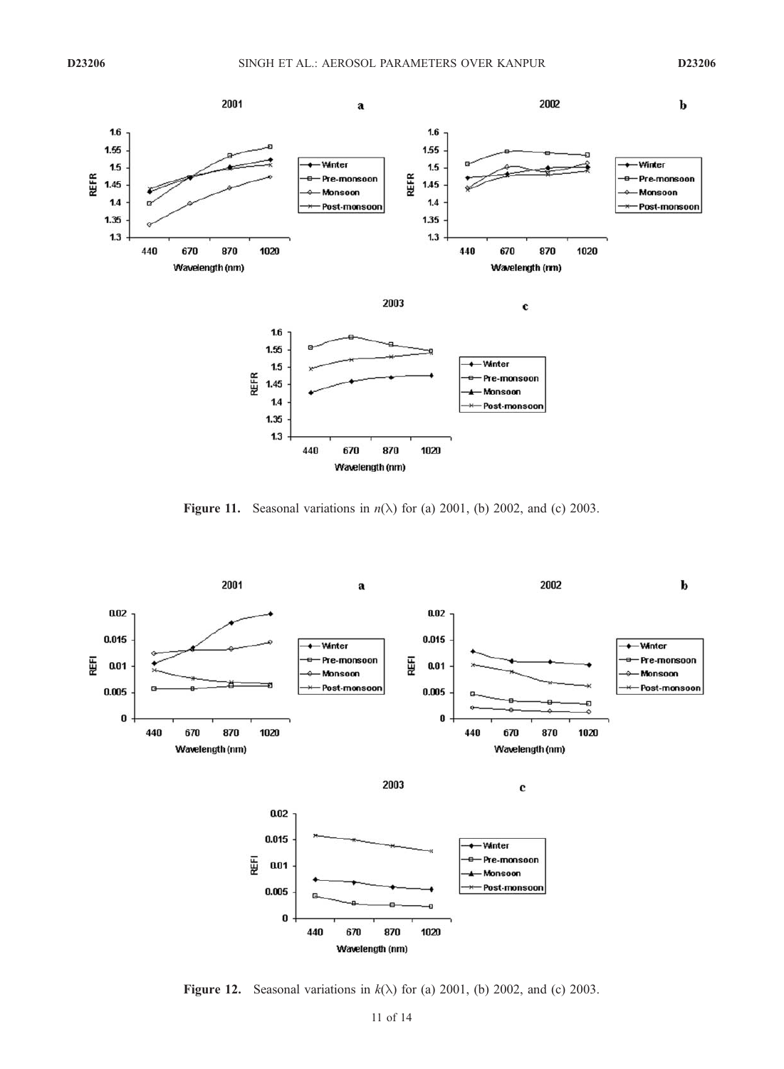Figure 11. Seasonal variations in $n(\lambda)$ for (a) 2001, (b) 2002, and (c) 2003.

Figure 12. Seasonal variations in $k(\lambda)$ for (a) 2001, (b) 2002, and (c) 2003.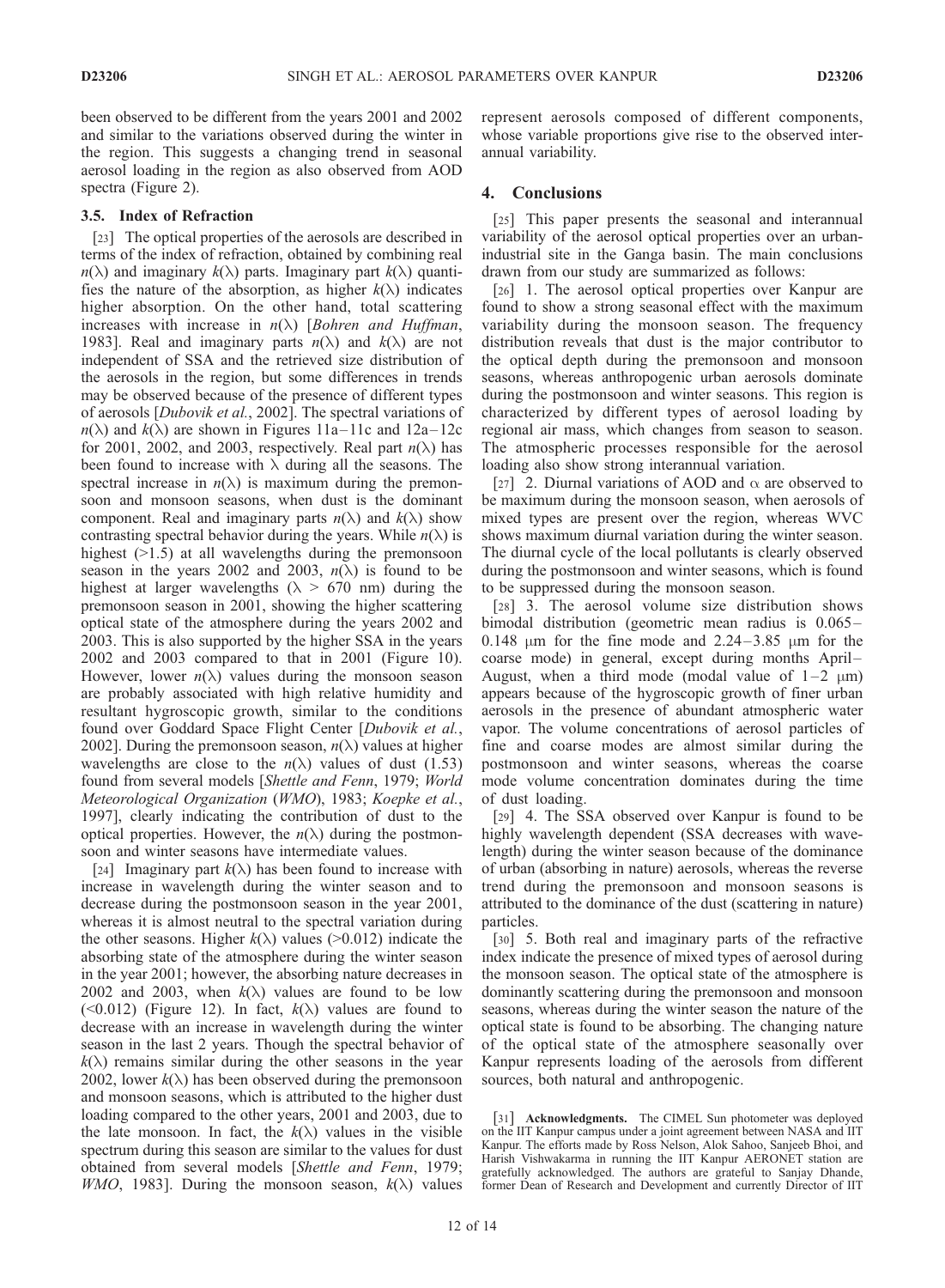been observed to be different from the years 2001 and 2002 and similar to the variations observed during the winter in the region. This suggests a changing trend in seasonal aerosol loading in the region as also observed from AOD spectra (Figure 2).

### 3.5. Index of Refraction

[23] The optical properties of the aerosols are described in terms of the index of refraction, obtained by combining real $n(\lambda)$ and imaginary $k(\lambda)$ parts. Imaginary part $k(\lambda)$ quantifies the nature of the absorption, as higher $k(\lambda)$ indicates higher absorption. On the other hand, total scattering increases with increase in $n(\lambda)$ [*Bohren and Huffman*, 1983]. Real and imaginary parts $n(\lambda)$ and $k(\lambda)$ are not independent of SSA and the retrieved size distribution of the aerosols in the region, but some differences in trends may be observed because of the presence of different types of aerosols [*Dubovik et al.*, 2002]. The spectral variations of $n(\lambda)$ and $k(\lambda)$ are shown in Figures 11a–11c and 12a–12c for 2001, 2002, and 2003, respectively. Real part $n(\lambda)$ has been found to increase with $\lambda$ during all the seasons. The spectral increase in $n(\lambda)$ is maximum during the premonsoon and monsoon seasons, when dust is the dominant component. Real and imaginary parts $n(\lambda)$ and $k(\lambda)$ show contrasting spectral behavior during the years. While $n(\lambda)$ is highest (>1.5) at all wavelengths during the premonsoon season in the years 2002 and 2003, $n(\lambda)$ is found to be highest at larger wavelengths ($\lambda$ > 670 nm) during the premonsoon season in 2001, showing the higher scattering optical state of the atmosphere during the years 2002 and 2003. This is also supported by the higher SSA in the years 2002 and 2003 compared to that in 2001 (Figure 10). However, lower $n(\lambda)$ values during the monsoon season are probably associated with high relative humidity and resultant hygroscopic growth, similar to the conditions found over Goddard Space Flight Center [*Dubovik et al.*, 2002]. During the premonsoon season, $n(\lambda)$ values at higher wavelengths are close to the $n(\lambda)$ values of dust (1.53) found from several models [*Shettle and Fenn*, 1979; *World Meteorological Organization* (*WMO*), 1983; *Koepke et al.*, 1997], clearly indicating the contribution of dust to the optical properties. However, the $n(\lambda)$ during the postmonsoon and winter seasons have intermediate values.

[24] Imaginary part $k(\lambda)$ has been found to increase with increase in wavelength during the winter season and to decrease during the postmonsoon season in the year 2001, whereas it is almost neutral to the spectral variation during the other seasons. Higher $k(\lambda)$ values (>0.012) indicate the absorbing state of the atmosphere during the winter season in the year 2001; however, the absorbing nature decreases in 2002 and 2003, when $k(\lambda)$ values are found to be low (<0.012) (Figure 12). In fact, $k(\lambda)$ values are found to decrease with an increase in wavelength during the winter season in the last 2 years. Though the spectral behavior of $k(\lambda)$ remains similar during the other seasons in the year 2002, lower $k(\lambda)$ has been observed during the premonsoon and monsoon seasons, which is attributed to the higher dust loading compared to the other years, 2001 and 2003, due to the late monsoon. In fact, the $k(\lambda)$ values in the visible spectrum during this season are similar to the values for dust obtained from several models [*Shettle and Fenn*, 1979; *WMO*, 1983]. During the monsoon season, $k(\lambda)$ values represent aerosols composed of different components, whose variable proportions give rise to the observed interannual variability.

## 4. Conclusions

[25] This paper presents the seasonal and interannual variability of the aerosol optical properties over an urban-industrial site in the Ganga basin. The main conclusions drawn from our study are summarized as follows:

[26] 1. The aerosol optical properties over Kanpur are found to show a strong seasonal effect with the maximum variability during the monsoon season. The frequency distribution reveals that dust is the major contributor to the optical depth during the premonsoon and monsoon seasons, whereas anthropogenic urban aerosols dominate during the postmonsoon and winter seasons. This region is characterized by different types of aerosol loading by regional air mass, which changes from season to season. The atmospheric processes responsible for the aerosol loading also show strong interannual variation.

[27] 2. Diurnal variations of AOD and $\alpha$ are observed to be maximum during the monsoon season, when aerosols of mixed types are present over the region, whereas WVC shows maximum diurnal variation during the winter season. The diurnal cycle of the local pollutants is clearly observed during the postmonsoon and winter seasons, which is found to be suppressed during the monsoon season.

[28] 3. The aerosol volume size distribution shows bimodal distribution (geometric mean radius is 0.065–0.148 $\mu$m for the fine mode and 2.24–3.85 $\mu$m for the coarse mode) in general, except during months April–August, when a third mode (modal value of 1–2 $\mu$m) appears because of the hygroscopic growth of finer urban aerosols in the presence of abundant atmospheric water vapor. The volume concentrations of aerosol particles of fine and coarse modes are almost similar during the postmonsoon and winter seasons, whereas the coarse mode volume concentration dominates during the time of dust loading.

[29] 4. The SSA observed over Kanpur is found to be highly wavelength dependent (SSA decreases with wavelength) during the winter season because of the dominance of urban (absorbing in nature) aerosols, whereas the reverse trend during the premonsoon and monsoon seasons is attributed to the dominance of the dust (scattering in nature) particles.

[30] 5. Both real and imaginary parts of the refractive index indicate the presence of mixed types of aerosol during the monsoon season. The optical state of the atmosphere is dominantly scattering during the premonsoon and monsoon seasons, whereas during the winter season the nature of the optical state is found to be absorbing. The changing nature of the optical state of the atmosphere seasonally over Kanpur represents loading of the aerosols from different sources, both natural and anthropogenic.

[31] **Acknowledgments.** The CIMEL Sun photometer was deployed on the IIT Kanpur campus under a joint agreement between NASA and IIT Kanpur. The efforts made by Ross Nelson, Alok Sahoo, Sanjeeb Bhoi, and Harish Vishwakarma in running the IIT Kanpur AERONET station are gratefully acknowledged. The authors are grateful to Sanjay Dhande, former Dean of Research and Development and currently Director of IIT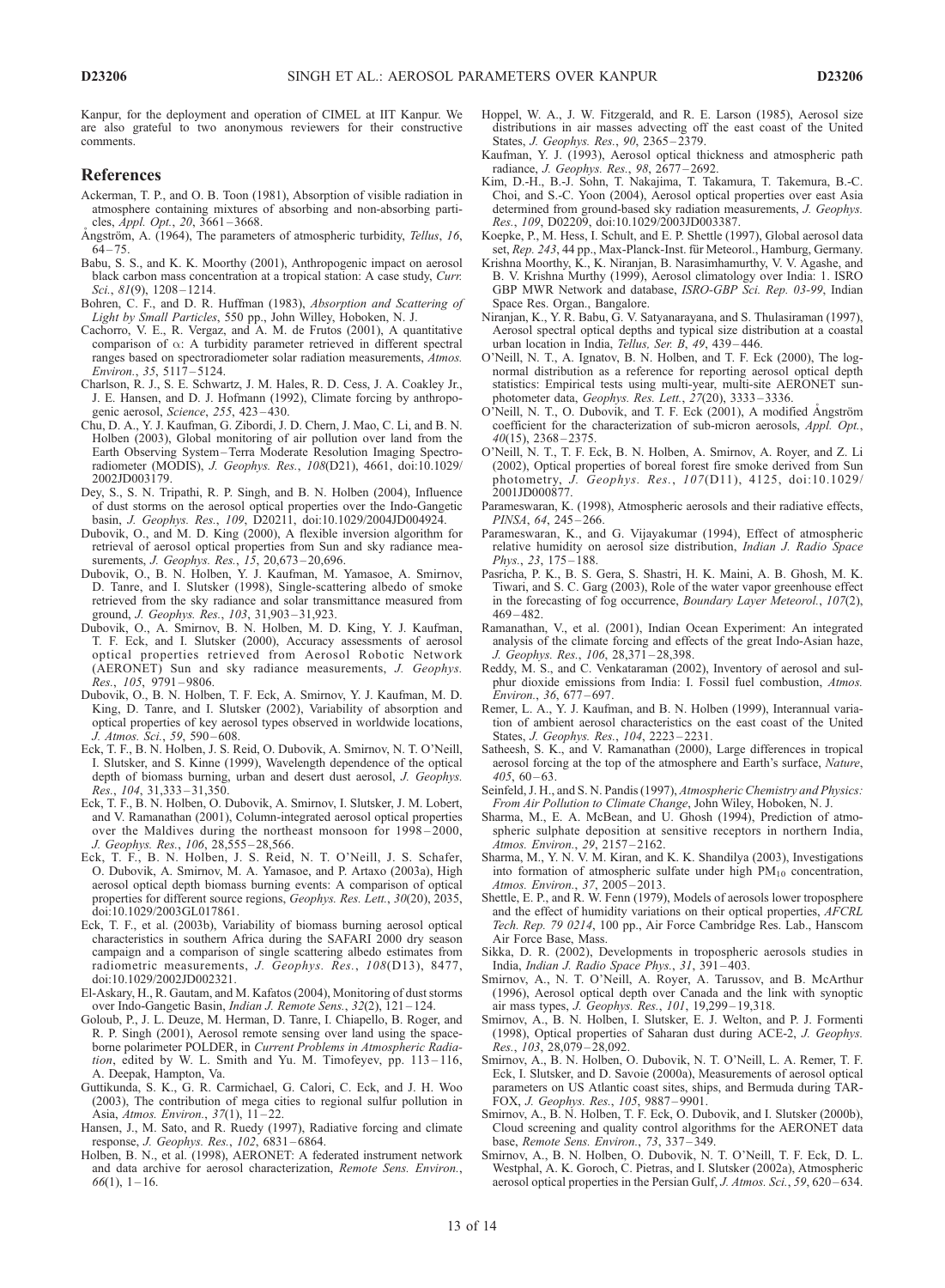Kanpur, for the deployment and operation of CIMEL at IIT Kanpur. We are also grateful to two anonymous reviewers for their constructive comments.

## References

Ackerman, T. P., and O. B. Toon (1981), Absorption of visible radiation in atmosphere containing mixtures of absorbing and non-absorbing particles, *Appl. Opt.*, *20*, 3661–3668.

Ångström, A. (1964), The parameters of atmospheric turbidity, *Tellus*, *16*, 64–75.

Babu, S. S., and K. K. Moorthy (2001), Anthropogenic impact on aerosol black carbon mass concentration at a tropical station: A case study, *Curr. Sci.*, *81*(9), 1208–1214.

Bohren, C. F., and D. R. Huffman (1983), *Absorption and Scattering of Light by Small Particles*, 550 pp., John Willey, Hoboken, N. J.

Cachorro, V. E., R. Vergaz, and A. M. de Frutos (2001), A quantitative comparison of α: A turbidity parameter retrieved in different spectral ranges based on spectroradiometer solar radiation measurements, *Atmos. Environ.*, *35*, 5117–5124.

Charlson, R. J., S. E. Schwartz, J. M. Hales, R. D. Cess, J. A. Coakley Jr., J. E. Hansen, and D. J. Hofmann (1992), Climate forcing by anthropogenic aerosol, *Science*, *255*, 423–430.

Chu, D. A., Y. J. Kaufman, G. Zibordi, J. D. Chern, J. Mao, C. Li, and B. N. Holben (2003), Global monitoring of air pollution over land from the Earth Observing System–Terra Moderate Resolution Imaging Spectroradiometer (MODIS), *J. Geophys. Res.*, *108*(D21), 4661, doi:10.1029/2002JD003179.

Dey, S., S. N. Tripathi, R. P. Singh, and B. N. Holben (2004), Influence of dust storms on the aerosol optical properties over the Indo-Gangetic basin, *J. Geophys. Res.*, *109*, D20211, doi:10.1029/2004JD004924.

Dubovik, O., and M. D. King (2000), A flexible inversion algorithm for retrieval of aerosol optical properties from Sun and sky radiance measurements, *J. Geophys. Res.*, *15*, 20,673–20,696.

Dubovik, O., B. N. Holben, Y. J. Kaufman, M. Yamasoe, A. Smirnov, D. Tanre, and I. Slutsker (1998), Single-scattering albedo of smoke retrieved from the sky radiance and solar transmittance measured from ground, *J. Geophys. Res.*, *103*, 31,903–31,923.

Dubovik, O., A. Smirnov, B. N. Holben, M. D. King, Y. J. Kaufman, T. F. Eck, and I. Slutsker (2000), Accuracy assessments of aerosol optical properties retrieved from Aerosol Robotic Network (AERONET) Sun and sky radiance measurements, *J. Geophys. Res.*, *105*, 9791–9806.

Dubovik, O., B. N. Holben, T. F. Eck, A. Smirnov, Y. J. Kaufman, M. D. King, D. Tanre, and I. Slutsker (2002), Variability of absorption and optical properties of key aerosol types observed in worldwide locations, *J. Atmos. Sci.*, *59*, 590–608.

Eck, T. F., B. N. Holben, J. S. Reid, O. Dubovik, A. Smirnov, N. T. O'Neill, I. Slutsker, and S. Kinne (1999), Wavelength dependence of the optical depth of biomass burning, urban and desert dust aerosol, *J. Geophys. Res.*, *104*, 31,333–31,350.

Eck, T. F., B. N. Holben, O. Dubovik, A. Smirnov, I. Slutsker, J. M. Lobert, and V. Ramanathan (2001), Column-integrated aerosol optical properties over the Maldives during the northeast monsoon for 1998–2000, *J. Geophys. Res.*, *106*, 28,555–28,566.

Eck, T. F., B. N. Holben, J. S. Reid, N. T. O'Neill, J. S. Schafer, O. Dubovik, A. Smirnov, M. A. Yamasoe, and P. Artaxo (2003a), High aerosol optical depth biomass burning events: A comparison of optical properties for different source regions, *Geophys. Res. Lett.*, *30*(20), 2035, doi:10.1029/2003GL017861.

Eck, T. F., et al. (2003b), Variability of biomass burning aerosol optical characteristics in southern Africa during the SAFARI 2000 dry season campaign and a comparison of single scattering albedo estimates from radiometric measurements, *J. Geophys. Res.*, *108*(D13), 8477, doi:10.1029/2002JD002321.

El-Askary, H., R. Gautam, and M. Kafatos (2004), Monitoring of dust storms over Indo-Gangetic Basin, *Indian J. Remote Sens.*, *32*(2), 121–124.

Goloub, P., J. L. Deuze, M. Herman, D. Tanre, I. Chiapello, B. Roger, and R. P. Singh (2001), Aerosol remote sensing over land using the spaceborne polarimeter POLDER, in *Current Problems in Atmospheric Radiation*, edited by W. L. Smith and Yu. M. Timofeyev, pp. 113–116, A. Deepak, Hampton, Va.

Guttikunda, S. K., G. R. Carmichael, G. Calori, C. Eck, and J. H. Woo (2003), The contribution of mega cities to regional sulfur pollution in Asia, *Atmos. Environ.*, *37*(1), 11–22.

Hansen, J., M. Sato, and R. Ruedy (1997), Radiative forcing and climate response, *J. Geophys. Res.*, *102*, 6831–6864.

Holben, B. N., et al. (1998), AERONET: A federated instrument network and data archive for aerosol characterization, *Remote Sens. Environ.*, *66*(1), 1–16.

Hoppel, W. A., J. W. Fitzgerald, and R. E. Larson (1985), Aerosol size distributions in air masses advecting off the east coast of the United States, *J. Geophys. Res.*, *90*, 2365–2379.

Kaufman, Y. J. (1993), Aerosol optical thickness and atmospheric path radiance, *J. Geophys. Res.*, *98*, 2677–2692.

Kim, D.-H., B.-J. Sohn, T. Nakajima, T. Takamura, T. Takemura, B.-C. Choi, and S.-C. Yoon (2004), Aerosol optical properties over east Asia determined from ground-based sky radiation measurements, *J. Geophys. Res.*, *109*, D02209, doi:10.1029/2003JD003387.

Koepke, P., M. Hess, I. Schult, and E. P. Shettle (1997), Global aerosol data set, *Rep. 243*, 44 pp., Max-Planck-Inst. für Meteorol., Hamburg, Germany.

Krishna Moorthy, K., K. Niranjan, B. Narasimhamurthy, V. V. Agashe, and B. V. Krishna Murthy (1999), Aerosol climatology over India: 1. ISRO GBP MWR Network and database, *ISRO-GBP Sci. Rep. 03-99*, Indian Space Res. Organ., Bangalore.

Niranjan, K., Y. R. Babu, G. V. Satyanarayana, and S. Thulasiraman (1997), Aerosol spectral optical depths and typical size distribution at a coastal urban location in India, *Tellus, Ser. B*, *49*, 439–446.

O'Neill, N. T., A. Ignatov, B. N. Holben, and T. F. Eck (2000), The lognormal distribution as a reference for reporting aerosol optical depth statistics: Empirical tests using multi-year, multi-site AERONET sunphotometer data, *Geophys. Res. Lett.*, *27*(20), 3333–3336.

O'Neill, N. T., O. Dubovik, and T. F. Eck (2001), A modified Ångström coefficient for the characterization of sub-micron aerosols, *Appl. Opt.*, *40*(15), 2368–2375.

O'Neill, N. T., T. F. Eck, B. N. Holben, A. Smirnov, A. Royer, and Z. Li (2002), Optical properties of boreal forest fire smoke derived from Sun photometry, *J. Geophys. Res.*, *107*(D11), 4125, doi:10.1029/2001JD000877.

Parameswaran, K. (1998), Atmospheric aerosols and their radiative effects, *PINSA*, *64*, 245–266.

Parameswaran, K., and G. Vijayakumar (1994), Effect of atmospheric relative humidity on aerosol size distribution, *Indian J. Radio Space Phys.*, *23*, 175–188.

Pasricha, P. K., B. S. Gera, S. Shastri, H. K. Maini, A. B. Ghosh, M. K. Tiwari, and S. C. Garg (2003), Role of the water vapor greenhouse effect in the forecasting of fog occurrence, *Boundary Layer Meteorol.*, *107*(2), 469–482.

Ramanathan, V., et al. (2001), Indian Ocean Experiment: An integrated analysis of the climate forcing and effects of the great Indo-Asian haze, *J. Geophys. Res.*, *106*, 28,371–28,398.

Reddy, M. S., and C. Venkataraman (2002), Inventory of aerosol and sulphur dioxide emissions from India: I. Fossil fuel combustion, *Atmos. Environ.*, *36*, 677–697.

Remer, L. A., Y. J. Kaufman, and B. N. Holben (1999), Interannual variation of ambient aerosol characteristics on the east coast of the United States, *J. Geophys. Res.*, *104*, 2223–2231.

Satheesh, S. K., and V. Ramanathan (2000), Large differences in tropical aerosol forcing at the top of the atmosphere and Earth's surface, *Nature*, *405*, 60–63.

Seinfeld, J. H., and S. N. Pandis (1997), *Atmospheric Chemistry and Physics: From Air Pollution to Climate Change*, John Wiley, Hoboken, N. J.

Sharma, M., E. A. McBean, and U. Ghosh (1994), Prediction of atmospheric sulphate deposition at sensitive receptors in northern India, *Atmos. Environ.*, *29*, 2157–2162.

Sharma, M., Y. N. V. M. Kiran, and K. K. Shandilya (2003), Investigations into formation of atmospheric sulfate under high $PM_{10}$ concentration, *Atmos. Environ.*, *37*, 2005–2013.

Shettle, E. P., and R. W. Fenn (1979), Models of aerosols lower troposphere and the effect of humidity variations on their optical properties, *AFCRL Tech. Rep. 79 0214*, 100 pp., Air Force Cambridge Res. Lab., Hanscom Air Force Base, Mass.

Sikka, D. R. (2002), Developments in tropospheric aerosols studies in India, *Indian J. Radio Space Phys.*, *31*, 391–403.

Smirnov, A., N. T. O'Neill, A. Royer, A. Tarussov, and B. McArthur (1996), Aerosol optical depth over Canada and the link with synoptic air mass types, *J. Geophys. Res.*, *101*, 19,299–19,318.

Smirnov, A., B. N. Holben, I. Slutsker, E. J. Welton, and P. J. Formenti (1998), Optical properties of Saharan dust during ACE-2, *J. Geophys. Res.*, *103*, 28,079–28,092.

Smirnov, A., B. N. Holben, O. Dubovik, N. T. O'Neill, L. A. Remer, T. F. Eck, I. Slutsker, and D. Savoie (2000a), Measurements of aerosol optical parameters on US Atlantic coast sites, ships, and Bermuda during TARFOX, *J. Geophys. Res.*, *105*, 9887–9901.

Smirnov, A., B. N. Holben, T. F. Eck, O. Dubovik, and I. Slutsker (2000b), Cloud screening and quality control algorithms for the AERONET data base, *Remote Sens. Environ.*, *73*, 337–349.

Smirnov, A., B. N. Holben, O. Dubovik, N. T. O'Neill, T. F. Eck, D. L. Westphal, A. K. Goroch, C. Pietras, and I. Slutsker (2002a), Atmospheric aerosol optical properties in the Persian Gulf, *J. Atmos. Sci.*, *59*, 620–634.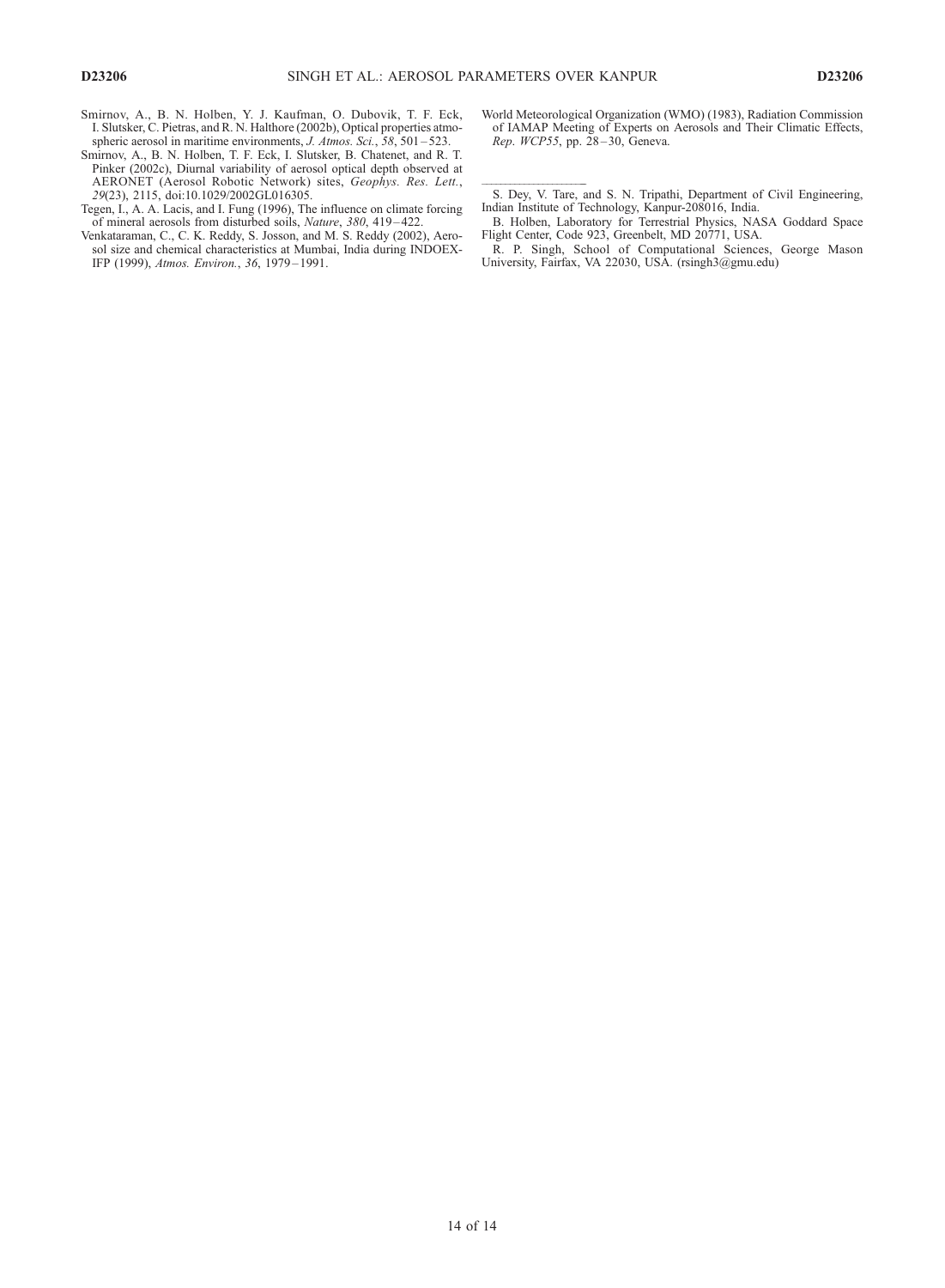Smirnov, A., B. N. Holben, Y. J. Kaufman, O. Dubovik, T. F. Eck, I. Slutsker, C. Pietras, and R. N. Halthore (2002b), Optical properties atmospheric aerosol in maritime environments, *J. Atmos. Sci.*, *58*, 501–523.

Smirnov, A., B. N. Holben, T. F. Eck, I. Slutsker, B. Chatenet, and R. T. Pinker (2002c), Diurnal variability of aerosol optical depth observed at AERONET (Aerosol Robotic Network) sites, *Geophys. Res. Lett.*, *29*(23), 2115, doi:10.1029/2002GL016305.

Tegen, I., A. A. Lacis, and I. Fung (1996), The influence on climate forcing of mineral aerosols from disturbed soils, *Nature*, *380*, 419–422.

Venkataraman, C., C. K. Reddy, S. Josson, and M. S. Reddy (2002), Aerosol size and chemical characteristics at Mumbai, India during INDOEX-IFP (1999), *Atmos. Environ.*, *36*, 1979–1991.

World Meteorological Organization (WMO) (1983), Radiation Commission of IAMAP Meeting of Experts on Aerosols and Their Climatic Effects, *Rep. WCP55*, pp. 28–30, Geneva.

---

S. Dey, V. Tare, and S. N. Tripathi, Department of Civil Engineering, Indian Institute of Technology, Kanpur-208016, India.

B. Holben, Laboratory for Terrestrial Physics, NASA Goddard Space Flight Center, Code 923, Greenbelt, MD 20771, USA.

R. P. Singh, School of Computational Sciences, George Mason University, Fairfax, VA 22030, USA. (rsingh3@gmu.edu)